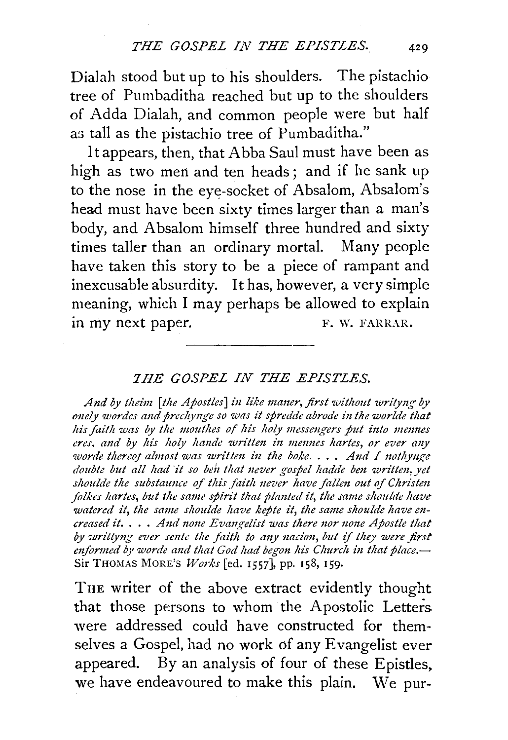Dialah stood but up to his shoulders. The pistachio tree of Pumbaditha reached but up to the shoulders of Adda Dialah, and common people were but half as tall as the pistachio tree of Pumbaditha."

It appears, then, that Abba Saul must have been as high as two men and ten heads; and if he sank up to the nose in the eye-socket of Absalom, Absalom's head must have been sixty times larger than a man's body, and Absalom himself three hundred and sixty times taller than an ordinary mortal. Many people have taken this story to be a piece of rampant and inexcusable absurdity. It has, however, a very simple meaning, which I may perhaps be allowed to explain in my next paper.

F. W. FARRAR.

---

## THE GOSPEL IN THE EPISTLES.

*And by theim [the Apostles] in like maner, first without writyng by onely wordes and prechynge so was it spredde abrode in the worlde that his faith was by the mouthes of his holy messengers put into mennes eres, and by his holy hande written in mennes hartes, or ever any worde thereof almost was written in the boke. . . . And I nothynge doubte but all had it so ben that never gospel hadde ben written, yet shoulde the substaunce of this faith never have fallen out of Christen folkes hartes, but the same spirit that planted it, the same shoulde have watered it, the same shoulde have kepte it, the same shoulde have encreased it. . . . And none Evangelist was there nor none Apostle that by writtyng ever sente the faith to any nacion, but if they were first enformed by worde and that God had begon his Church in that place.*—Sir THOMAS MORE'S *Works* [ed. 1557], pp. 158, 159.

THE writer of the above extract evidently thought that those persons to whom the Apostolic Letters were addressed could have constructed for themselves a Gospel, had no work of any Evangelist ever appeared. By an analysis of four of these Epistles, we have endeavoured to make this plain. We pur-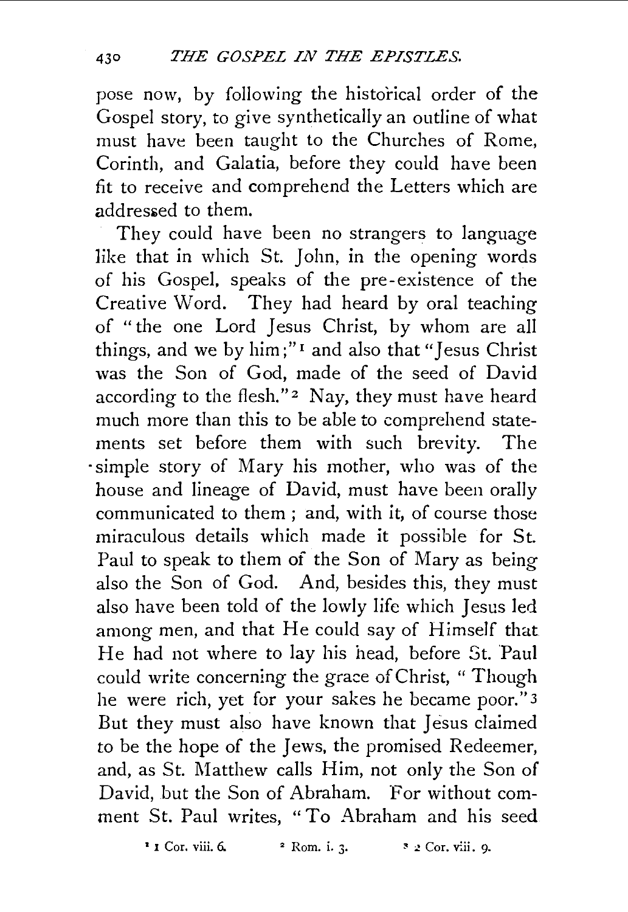pose now, by following the historical order of the Gospel story, to give synthetically an outline of what must have been taught to the Churches of Rome, Corinth, and Galatia, before they could have been fit to receive and comprehend the Letters which are addressed to them.

They could have been no strangers to language like that in which St. John, in the opening words of his Gospel, speaks of the pre-existence of the Creative Word. They had heard by oral teaching of "the one Lord Jesus Christ, by whom are all things, and we by him;"[1] and also that "Jesus Christ was the Son of God, made of the seed of David according to the flesh."[2] Nay, they must have heard much more than this to be able to comprehend statements set before them with such brevity. The simple story of Mary his mother, who was of the house and lineage of David, must have been orally communicated to them; and, with it, of course those miraculous details which made it possible for St. Paul to speak to them of the Son of Mary as being also the Son of God. And, besides this, they must also have been told of the lowly life which Jesus led among men, and that He could say of Himself that He had not where to lay his head, before St. Paul could write concerning the grace of Christ, "Though he were rich, yet for your sakes he became poor."[3] But they must also have known that Jesus claimed to be the hope of the Jews, the promised Redeemer, and, as St. Matthew calls Him, not only the Son of David, but the Son of Abraham. For without comment St. Paul writes, "To Abraham and his seed

[1] 1 Cor. viii. 6. [2] Rom. i. 3. [3] 2 Cor. viii. 9.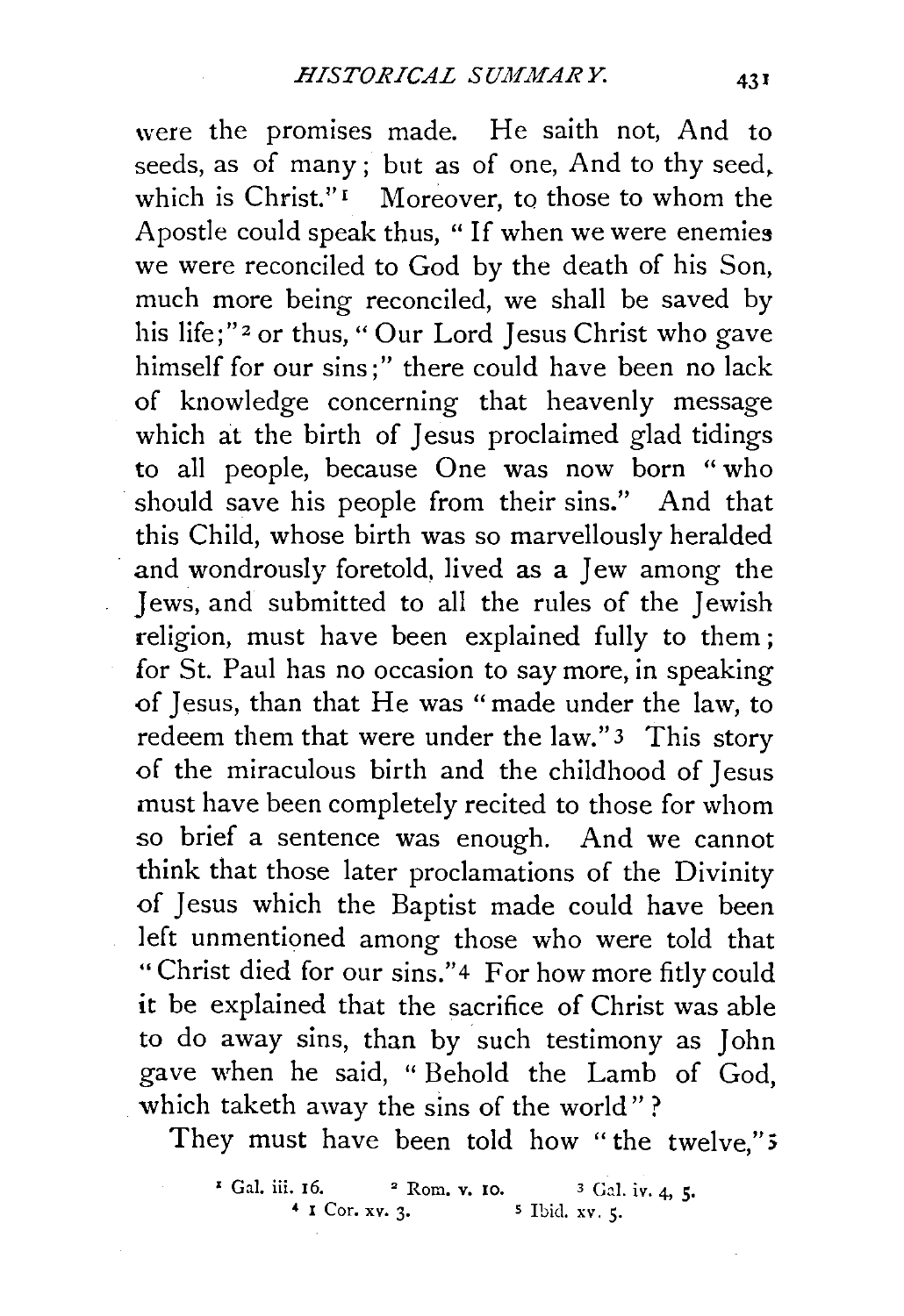were the promises made. He saith not, And to seeds, as of many; but as of one, And to thy seed, which is Christ."[1] Moreover, to those to whom the Apostle could speak thus, "If when we were enemies we were reconciled to God by the death of his Son, much more being reconciled, we shall be saved by his life;"[2] or thus, "Our Lord Jesus Christ who gave himself for our sins;" there could have been no lack of knowledge concerning that heavenly message which at the birth of Jesus proclaimed glad tidings to all people, because One was now born "who should save his people from their sins." And that this Child, whose birth was so marvellously heralded and wondrously foretold, lived as a Jew among the Jews, and submitted to all the rules of the Jewish religion, must have been explained fully to them; for St. Paul has no occasion to say more, in speaking of Jesus, than that He was "made under the law, to redeem them that were under the law."[3] This story of the miraculous birth and the childhood of Jesus must have been completely recited to those for whom so brief a sentence was enough. And we cannot think that those later proclamations of the Divinity of Jesus which the Baptist made could have been left unmentioned among those who were told that "Christ died for our sins."[4] For how more fitly could it be explained that the sacrifice of Christ was able to do away sins, than by such testimony as John gave when he said, "Behold the Lamb of God, which taketh away the sins of the world"?

They must have been told how "the twelve,"[5]

[1] Gal. iii. 16. [2] Rom. v. 10. [3] Gal. iv. 4, 5.
[4] 1 Cor. xv. 3. [5] Ibid. xv. 5.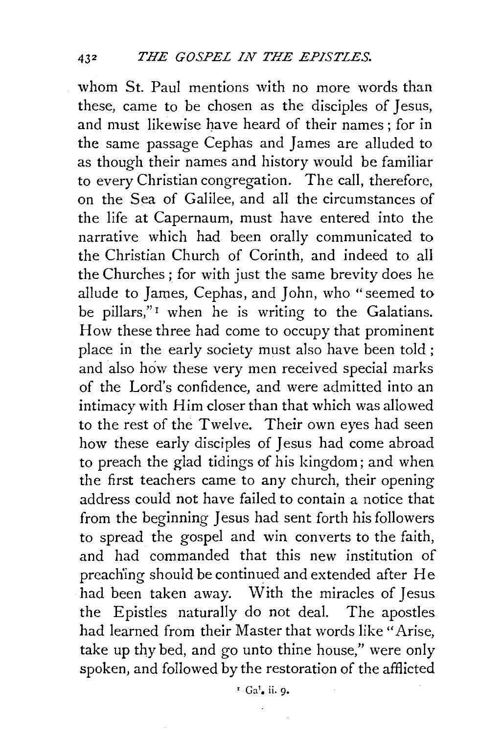whom St. Paul mentions with no more words than these, came to be chosen as the disciples of Jesus, and must likewise have heard of their names; for in the same passage Cephas and James are alluded to as though their names and history would be familiar to every Christian congregation. The call, therefore, on the Sea of Galilee, and all the circumstances of the life at Capernaum, must have entered into the narrative which had been orally communicated to the Christian Church of Corinth, and indeed to all the Churches; for with just the same brevity does he allude to James, Cephas, and John, who "seemed to be pillars,"[1] when he is writing to the Galatians. How these three had come to occupy that prominent place in the early society must also have been told; and also how these very men received special marks of the Lord's confidence, and were admitted into an intimacy with Him closer than that which was allowed to the rest of the Twelve. Their own eyes had seen how these early disciples of Jesus had come abroad to preach the glad tidings of his kingdom; and when the first teachers came to any church, their opening address could not have failed to contain a notice that from the beginning Jesus had sent forth his followers to spread the gospel and win converts to the faith, and had commanded that this new institution of preaching should be continued and extended after He had been taken away. With the miracles of Jesus the Epistles naturally do not deal. The apostles had learned from their Master that words like "Arise, take up thy bed, and go unto thine house," were only spoken, and followed by the restoration of the afflicted

[1] Gal. ii. 9.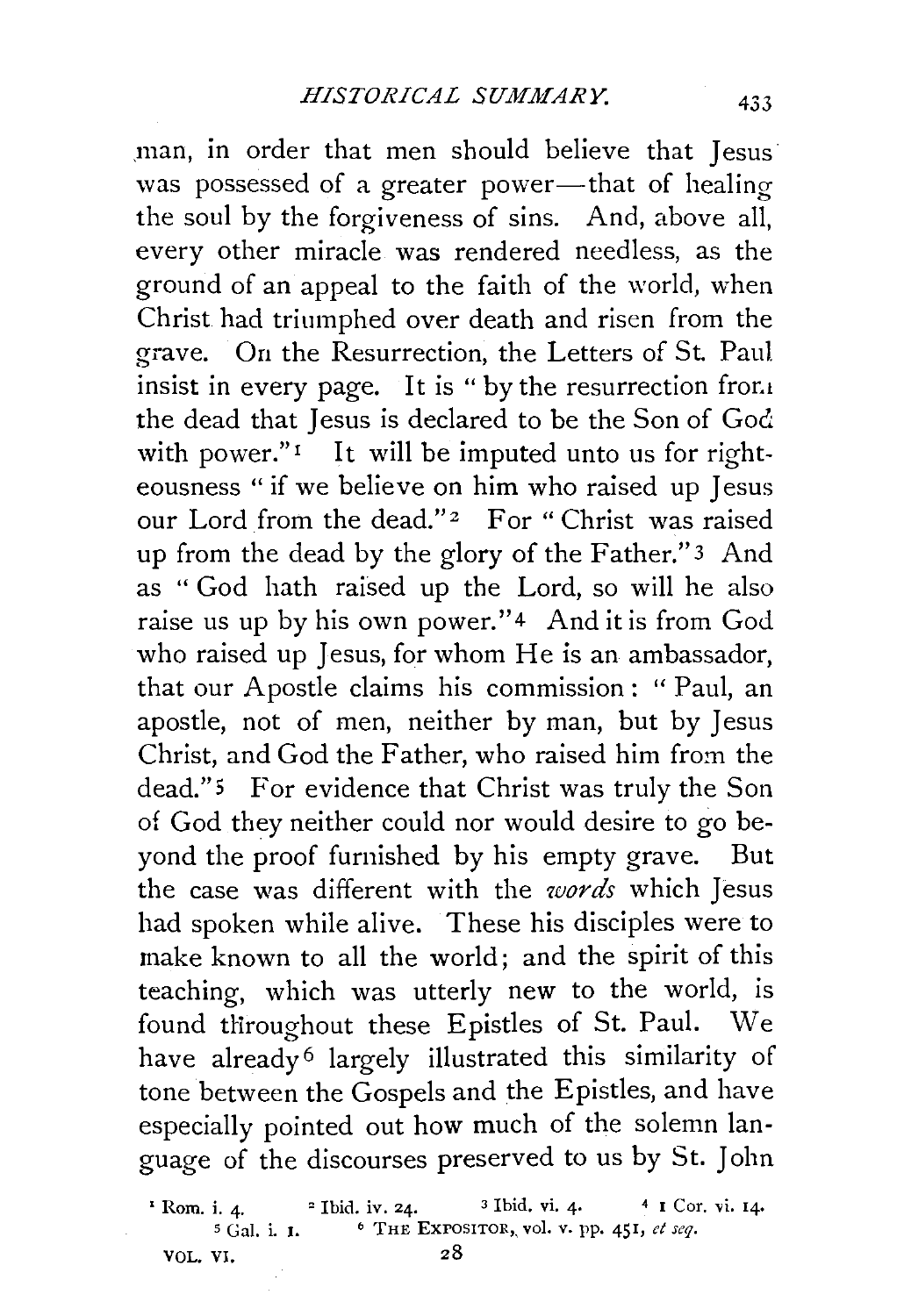man, in order that men should believe that Jesus was possessed of a greater power—that of healing the soul by the forgiveness of sins. And, above all, every other miracle was rendered needless, as the ground of an appeal to the faith of the world, when Christ had triumphed over death and risen from the grave. On the Resurrection, the Letters of St. Paul insist in every page. It is "by the resurrection from the dead that Jesus is declared to be the Son of God with power."[1] It will be imputed unto us for righteousness "if we believe on him who raised up Jesus our Lord from the dead."[2] For "Christ was raised up from the dead by the glory of the Father."[3] And as "God hath raised up the Lord, so will he also raise us up by his own power."[4] And it is from God who raised up Jesus, for whom He is an ambassador, that our Apostle claims his commission: "Paul, an apostle, not of men, neither by man, but by Jesus Christ, and God the Father, who raised him from the dead."[5] For evidence that Christ was truly the Son of God they neither could nor would desire to go beyond the proof furnished by his empty grave. But the case was different with the *words* which Jesus had spoken while alive. These his disciples were to make known to all the world; and the spirit of this teaching, which was utterly new to the world, is found throughout these Epistles of St. Paul. We have already[6] largely illustrated this similarity of tone between the Gospels and the Epistles, and have especially pointed out how much of the solemn language of the discourses preserved to us by St. John

[1] Rom. i. 4. [2] Ibid. iv. 24. [3] Ibid. vi. 4. [4] 1 Cor. vi. 14.
[5] Gal. i. 1. [6] THE EXPOSITOR, vol. v. pp. 451, *et seq.*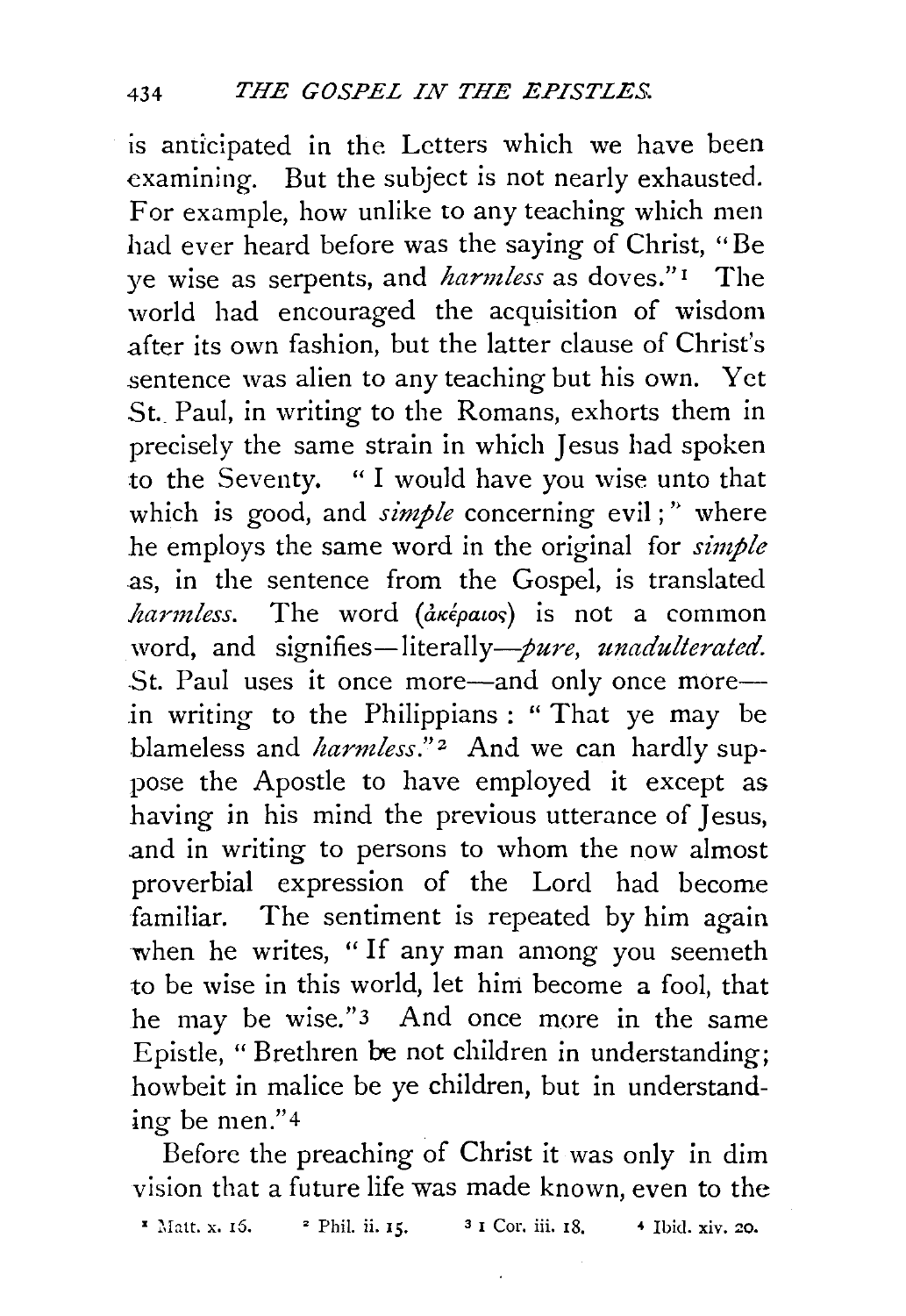is anticipated in the Letters which we have been examining. But the subject is not nearly exhausted. For example, how unlike to any teaching which men had ever heard before was the saying of Christ, "Be ye wise as serpents, and *harmless* as doves."[1] The world had encouraged the acquisition of wisdom after its own fashion, but the latter clause of Christ's sentence was alien to any teaching but his own. Yet St. Paul, in writing to the Romans, exhorts them in precisely the same strain in which Jesus had spoken to the Seventy. "I would have you wise unto that which is good, and *simple* concerning evil;" where he employs the same word in the original for *simple* as, in the sentence from the Gospel, is translated *harmless*. The word (ἀκέραιος) is not a common word, and signifies—literally—*pure, unadulterated.* St. Paul uses it once more—and only once more—in writing to the Philippians: "That ye may be blameless and *harmless*."[2] And we can hardly suppose the Apostle to have employed it except as having in his mind the previous utterance of Jesus, and in writing to persons to whom the now almost proverbial expression of the Lord had become familiar. The sentiment is repeated by him again when he writes, "If any man among you seemeth to be wise in this world, let him become a fool, that he may be wise."[3] And once more in the same Epistle, "Brethren be not children in understanding; howbeit in malice be ye children, but in understanding be men."[4]

Before the preaching of Christ it was only in dim vision that a future life was made known, even to the

[1] Matt. x. 16. [2] Phil. ii. 15. [3] 1 Cor. iii. 18. [4] Ibid. xiv. 20.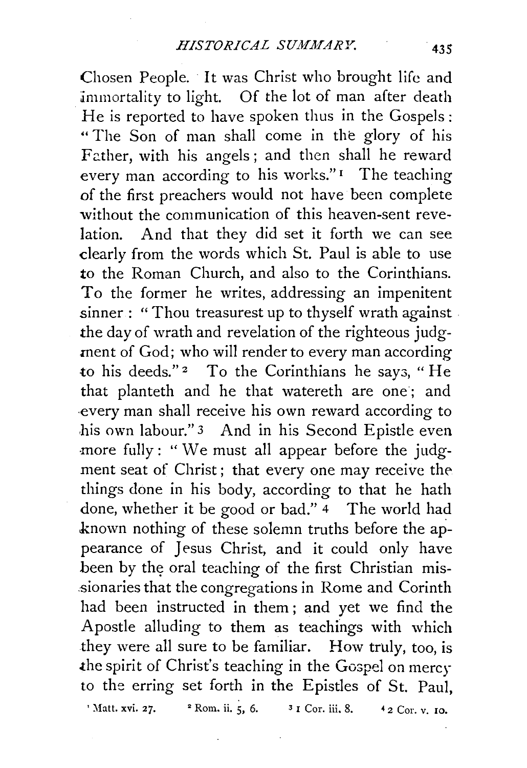Chosen People. It was Christ who brought life and immortality to light. Of the lot of man after death He is reported to have spoken thus in the Gospels: "The Son of man shall come in the glory of his Father, with his angels; and then shall he reward every man according to his works."[1] The teaching of the first preachers would not have been complete without the communication of this heaven-sent revelation. And that they did set it forth we can see clearly from the words which St. Paul is able to use to the Roman Church, and also to the Corinthians. To the former he writes, addressing an impenitent sinner: "Thou treasurest up to thyself wrath against the day of wrath and revelation of the righteous judgment of God; who will render to every man according to his deeds."[2] To the Corinthians he says, "He that planteth and he that watereth are one; and every man shall receive his own reward according to his own labour."[3] And in his Second Epistle even more fully: "We must all appear before the judgment seat of Christ; that every one may receive the things done in his body, according to that he hath done, whether it be good or bad."[4] The world had known nothing of these solemn truths before the appearance of Jesus Christ, and it could only have been by the oral teaching of the first Christian missionaries that the congregations in Rome and Corinth had been instructed in them; and yet we find the Apostle alluding to them as teachings with which they were all sure to be familiar. How truly, too, is the spirit of Christ's teaching in the Gospel on mercy to the erring set forth in the Epistles of St. Paul,

[1] Matt. xvi. 27. [2] Rom. ii. 5, 6. [3] 1 Cor. iii. 8. [4] 2 Cor. v. 10.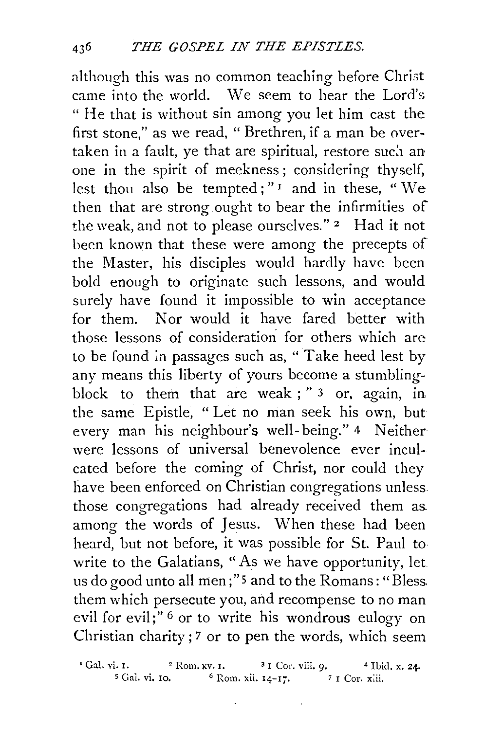although this was no common teaching before Christ came into the world. We seem to hear the Lord's "He that is without sin among you let him cast the first stone," as we read, "Brethren, if a man be overtaken in a fault, ye that are spiritual, restore such an one in the spirit of meekness; considering thyself, lest thou also be tempted;" [1] and in these, "We then that are strong ought to bear the infirmities of the weak, and not to please ourselves." [2] Had it not been known that these were among the precepts of the Master, his disciples would hardly have been bold enough to originate such lessons, and would surely have found it impossible to win acceptance for them. Nor would it have fared better with those lessons of consideration for others which are to be found in passages such as, "Take heed lest by any means this liberty of yours become a stumbling-block to them that are weak;" [3] or, again, in the same Epistle, "Let no man seek his own, but every man his neighbour's well-being." [4] Neither were lessons of universal benevolence ever inculcated before the coming of Christ, nor could they have been enforced on Christian congregations unless those congregations had already received them as among the words of Jesus. When these had been heard, but not before, it was possible for St. Paul to write to the Galatians, "As we have opportunity, let us do good unto all men;" [5] and to the Romans: "Bless them which persecute you, and recompense to no man evil for evil;" [6] or to write his wondrous eulogy on Christian charity; [7] or to pen the words, which seem

[1] Gal. vi. 1. [2] Rom. xv. 1. [3] 1 Cor. viii. 9. [4] Ibid. x. 24. [5] Gal. vi. 10. [6] Rom. xii. 14-17. [7] 1 Cor. xiii.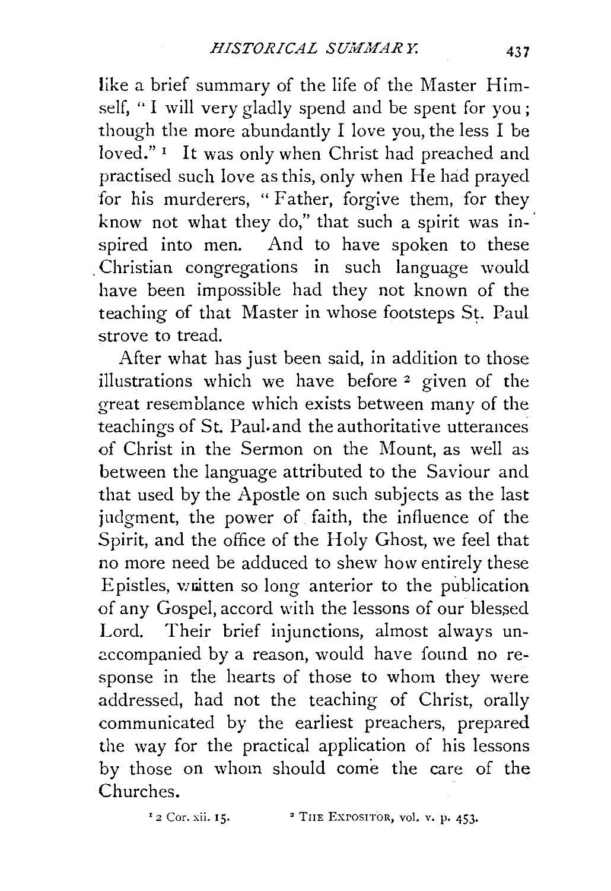like a brief summary of the life of the Master Himself, "I will very gladly spend and be spent for you; though the more abundantly I love you, the less I be loved."[1] It was only when Christ had preached and practised such love as this, only when He had prayed for his murderers, "Father, forgive them, for they know not what they do," that such a spirit was inspired into men. And to have spoken to these Christian congregations in such language would have been impossible had they not known of the teaching of that Master in whose footsteps St. Paul strove to tread.

After what has just been said, in addition to those illustrations which we have before[2] given of the great resemblance which exists between many of the teachings of St. Paul and the authoritative utterances of Christ in the Sermon on the Mount, as well as between the language attributed to the Saviour and that used by the Apostle on such subjects as the last judgment, the power of faith, the influence of the Spirit, and the office of the Holy Ghost, we feel that no more need be adduced to shew how entirely these Epistles, written so long anterior to the publication of any Gospel, accord with the lessons of our blessed Lord. Their brief injunctions, almost always unaccompanied by a reason, would have found no response in the hearts of those to whom they were addressed, had not the teaching of Christ, orally communicated by the earliest preachers, prepared the way for the practical application of his lessons by those on whom should come the care of the Churches.

[1] 2 Cor. xii. 15.

[2] THE EXPOSITOR, vol. v. p. 453.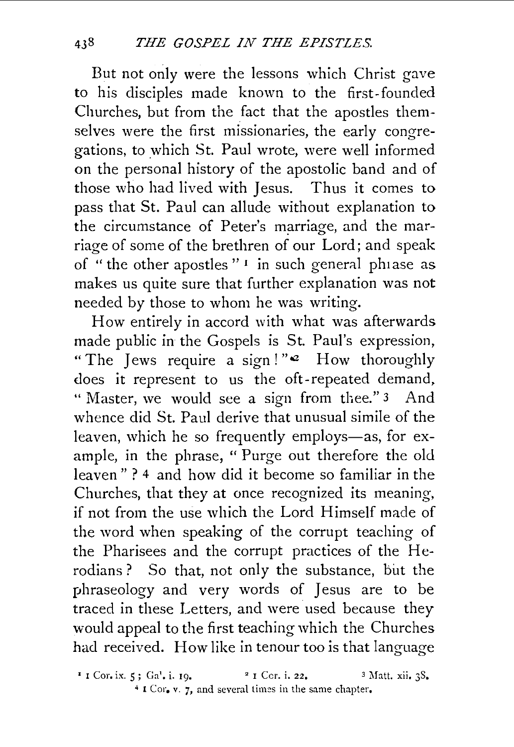But not only were the lessons which Christ gave to his disciples made known to the first-founded Churches, but from the fact that the apostles themselves were the first missionaries, the early congregations, to which St. Paul wrote, were well informed on the personal history of the apostolic band and of those who had lived with Jesus. Thus it comes to pass that St. Paul can allude without explanation to the circumstance of Peter's marriage, and the marriage of some of the brethren of our Lord; and speak of "the other apostles" [1] in such general phrase as makes us quite sure that further explanation was not needed by those to whom he was writing.

How entirely in accord with what was afterwards made public in the Gospels is St. Paul's expression, "The Jews require a sign!" [2] How thoroughly does it represent to us the oft-repeated demand, "Master, we would see a sign from thee." [3] And whence did St. Paul derive that unusual simile of the leaven, which he so frequently employs—as, for example, in the phrase, "Purge out therefore the old leaven"? [4] and how did it become so familiar in the Churches, that they at once recognized its meaning, if not from the use which the Lord Himself made of the word when speaking of the corrupt teaching of the Pharisees and the corrupt practices of the Herodians? So that, not only the substance, but the phraseology and very words of Jesus are to be traced in these Letters, and were used because they would appeal to the first teaching which the Churches had received. How like in tenour too is that language

[1] 1 Cor. ix. 5; Gal. i. 19. [2] 1 Cor. i. 22. [3] Matt. xii. 38.
[4] 1 Cor. v. 7, and several times in the same chapter.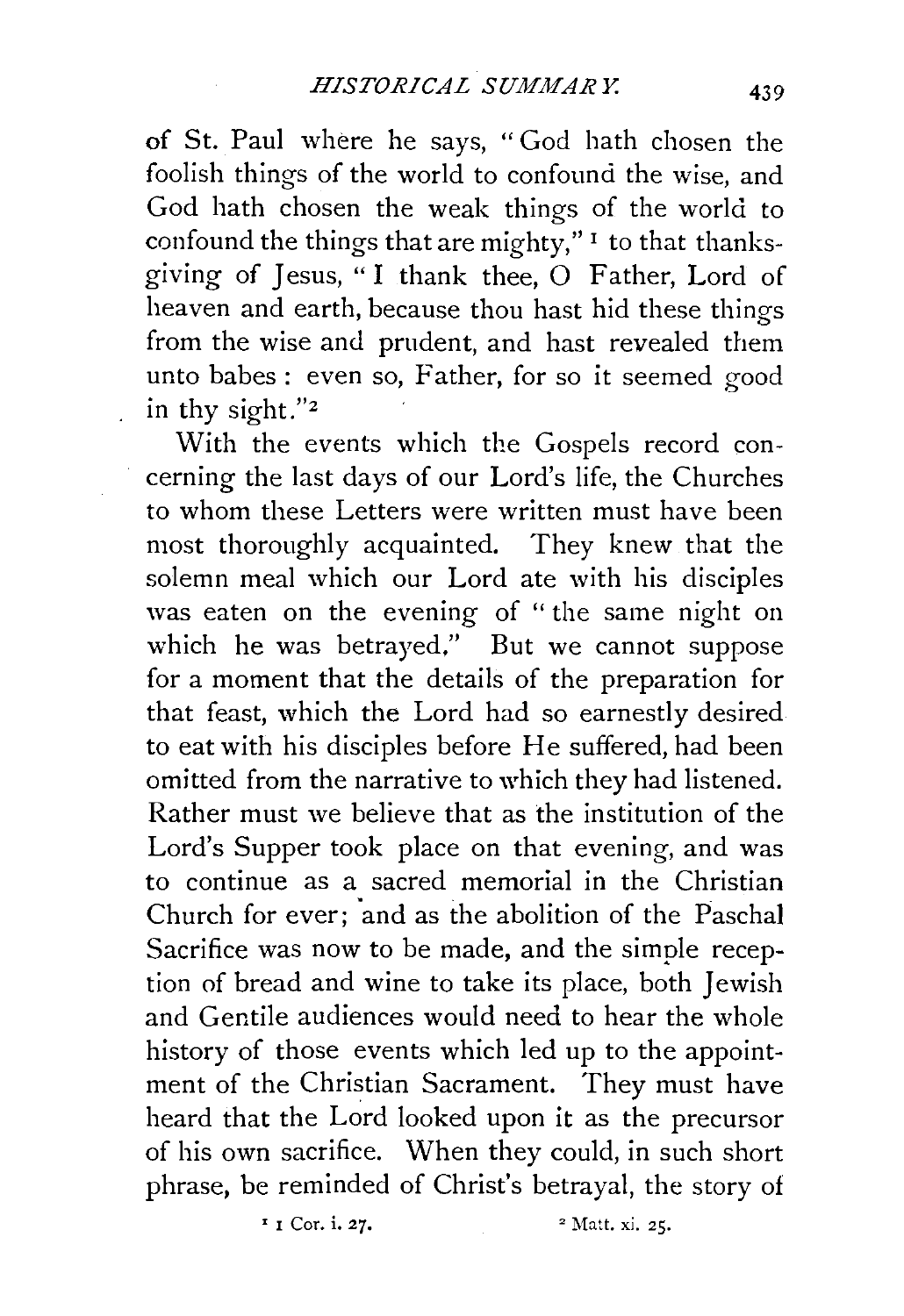of St. Paul where he says, "God hath chosen the foolish things of the world to confound the wise, and God hath chosen the weak things of the world to confound the things that are mighty,"[1] to that thanksgiving of Jesus, "I thank thee, O Father, Lord of heaven and earth, because thou hast hid these things from the wise and prudent, and hast revealed them unto babes: even so, Father, for so it seemed good in thy sight."[2]

With the events which the Gospels record concerning the last days of our Lord's life, the Churches to whom these Letters were written must have been most thoroughly acquainted. They knew that the solemn meal which our Lord ate with his disciples was eaten on the evening of "the same night on which he was betrayed." But we cannot suppose for a moment that the details of the preparation for that feast, which the Lord had so earnestly desired to eat with his disciples before He suffered, had been omitted from the narrative to which they had listened. Rather must we believe that as the institution of the Lord's Supper took place on that evening, and was to continue as a sacred memorial in the Christian Church for ever; and as the abolition of the Paschal Sacrifice was now to be made, and the simple reception of bread and wine to take its place, both Jewish and Gentile audiences would need to hear the whole history of those events which led up to the appointment of the Christian Sacrament. They must have heard that the Lord looked upon it as the precursor of his own sacrifice. When they could, in such short phrase, be reminded of Christ's betrayal, the story of

[1] 1 Cor. i. 27. [2] Matt. xi. 25.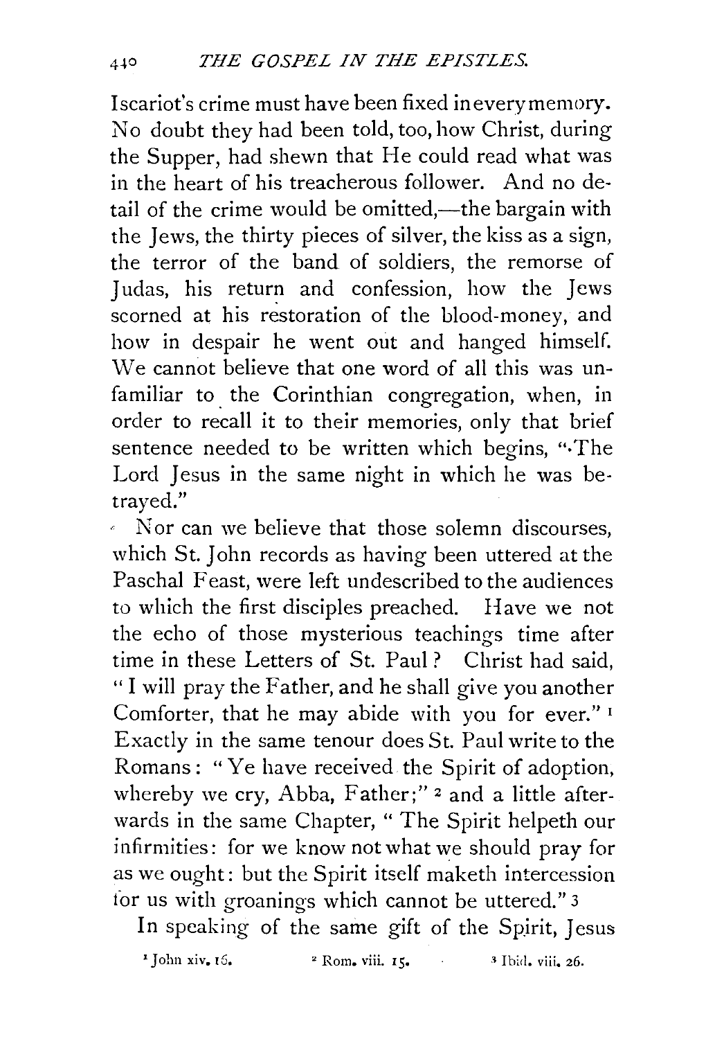Iscariot's crime must have been fixed in every memory. No doubt they had been told, too, how Christ, during the Supper, had shewn that He could read what was in the heart of his treacherous follower. And no detail of the crime would be omitted,—the bargain with the Jews, the thirty pieces of silver, the kiss as a sign, the terror of the band of soldiers, the remorse of Judas, his return and confession, how the Jews scorned at his restoration of the blood-money, and how in despair he went out and hanged himself. We cannot believe that one word of all this was unfamiliar to the Corinthian congregation, when, in order to recall it to their memories, only that brief sentence needed to be written which begins, "The Lord Jesus in the same night in which he was betrayed."

Nor can we believe that those solemn discourses, which St. John records as having been uttered at the Paschal Feast, were left undescribed to the audiences to which the first disciples preached. Have we not the echo of those mysterious teachings time after time in these Letters of St. Paul? Christ had said, "I will pray the Father, and he shall give you another Comforter, that he may abide with you for ever." [1] Exactly in the same tenour does St. Paul write to the Romans: "Ye have received the Spirit of adoption, whereby we cry, Abba, Father;" [2] and a little afterwards in the same Chapter, "The Spirit helpeth our infirmities: for we know not what we should pray for as we ought: but the Spirit itself maketh intercession for us with groanings which cannot be uttered." [3]

In speaking of the same gift of the Spirit, Jesus

[1] John xiv. 16. [2] Rom. viii. 15. [3] Ibid. viii. 26.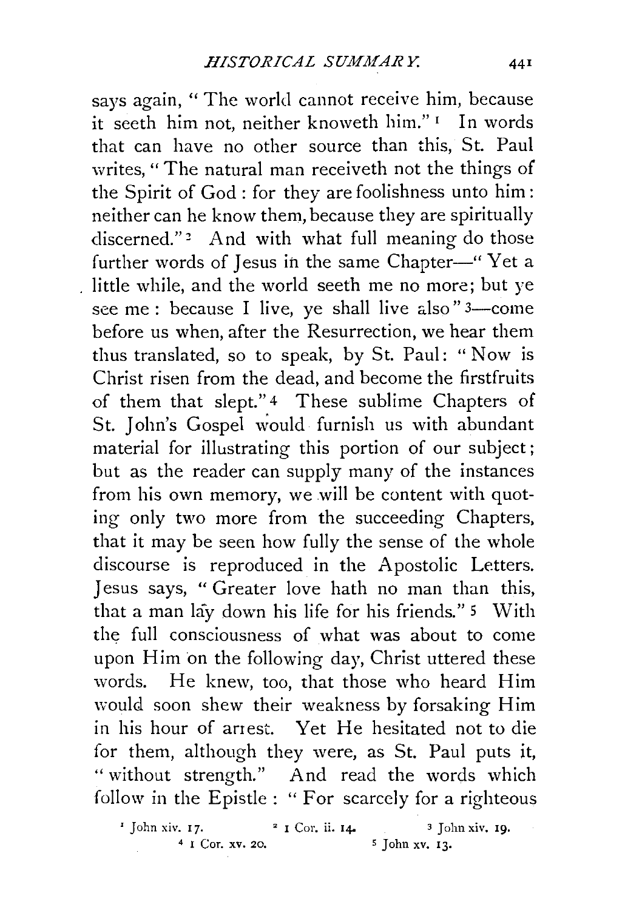says again, "The world cannot receive him, because it seeth him not, neither knoweth him."[1] In words that can have no other source than this, St. Paul writes, "The natural man receiveth not the things of the Spirit of God: for they are foolishness unto him: neither can he know them, because they are spiritually discerned."[2] And with what full meaning do those further words of Jesus in the same Chapter—"Yet a little while, and the world seeth me no more; but ye see me: because I live, ye shall live also"[3]—come before us when, after the Resurrection, we hear them thus translated, so to speak, by St. Paul: "Now is Christ risen from the dead, and become the firstfruits of them that slept."[4] These sublime Chapters of St. John's Gospel would furnish us with abundant material for illustrating this portion of our subject; but as the reader can supply many of the instances from his own memory, we will be content with quoting only two more from the succeeding Chapters, that it may be seen how fully the sense of the whole discourse is reproduced in the Apostolic Letters. Jesus says, "Greater love hath no man than this, that a man lay down his life for his friends."[5] With the full consciousness of what was about to come upon Him on the following day, Christ uttered these words. He knew, too, that those who heard Him would soon shew their weakness by forsaking Him in his hour of arrest. Yet He hesitated not to die for them, although they were, as St. Paul puts it, "without strength." And read the words which follow in the Epistle: "For scarcely for a righteous

[1] John xiv. 17. [2] 1 Cor. ii. 14. [3] John xiv. 19. [4] 1 Cor. xv. 20. [5] John xv. 13.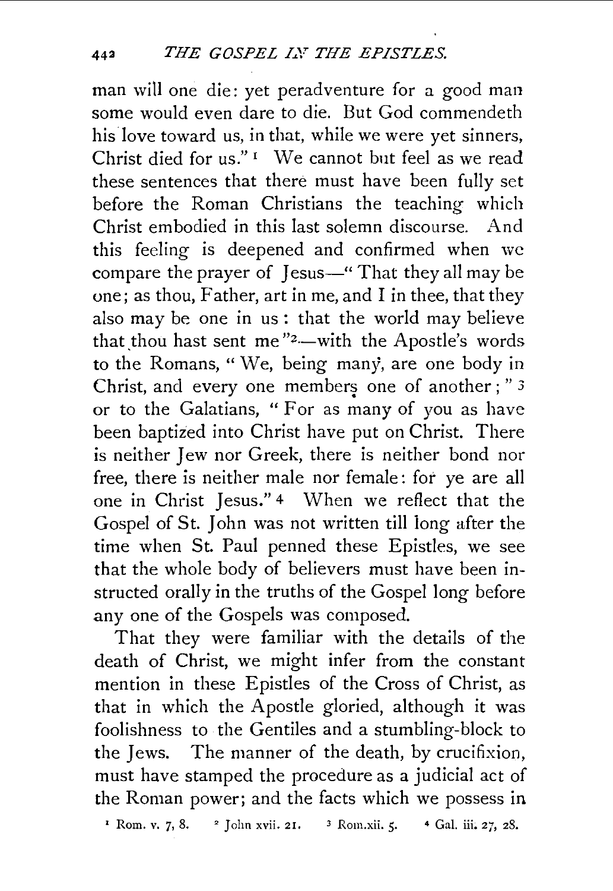man will one die: yet peradventure for a good man some would even dare to die. But God commendeth his love toward us, in that, while we were yet sinners, Christ died for us."[1] We cannot but feel as we read these sentences that there must have been fully set before the Roman Christians the teaching which Christ embodied in this last solemn discourse. And this feeling is deepened and confirmed when we compare the prayer of Jesus—"That they all may be one; as thou, Father, art in me, and I in thee, that they also may be one in us: that the world may believe that thou hast sent me"[2]—with the Apostle's words to the Romans, "We, being many, are one body in Christ, and every one members one of another;"[3] or to the Galatians, "For as many of you as have been baptized into Christ have put on Christ. There is neither Jew nor Greek, there is neither bond nor free, there is neither male nor female: for ye are all one in Christ Jesus."[4] When we reflect that the Gospel of St. John was not written till long after the time when St. Paul penned these Epistles, we see that the whole body of believers must have been instructed orally in the truths of the Gospel long before any one of the Gospels was composed.

That they were familiar with the details of the death of Christ, we might infer from the constant mention in these Epistles of the Cross of Christ, as that in which the Apostle gloried, although it was foolishness to the Gentiles and a stumbling-block to the Jews. The manner of the death, by crucifixion, must have stamped the procedure as a judicial act of the Roman power; and the facts which we possess in

[1] Rom. v. 7, 8. [2] John xvii. 21. [3] Rom. xii. 5. [4] Gal. iii. 27, 28.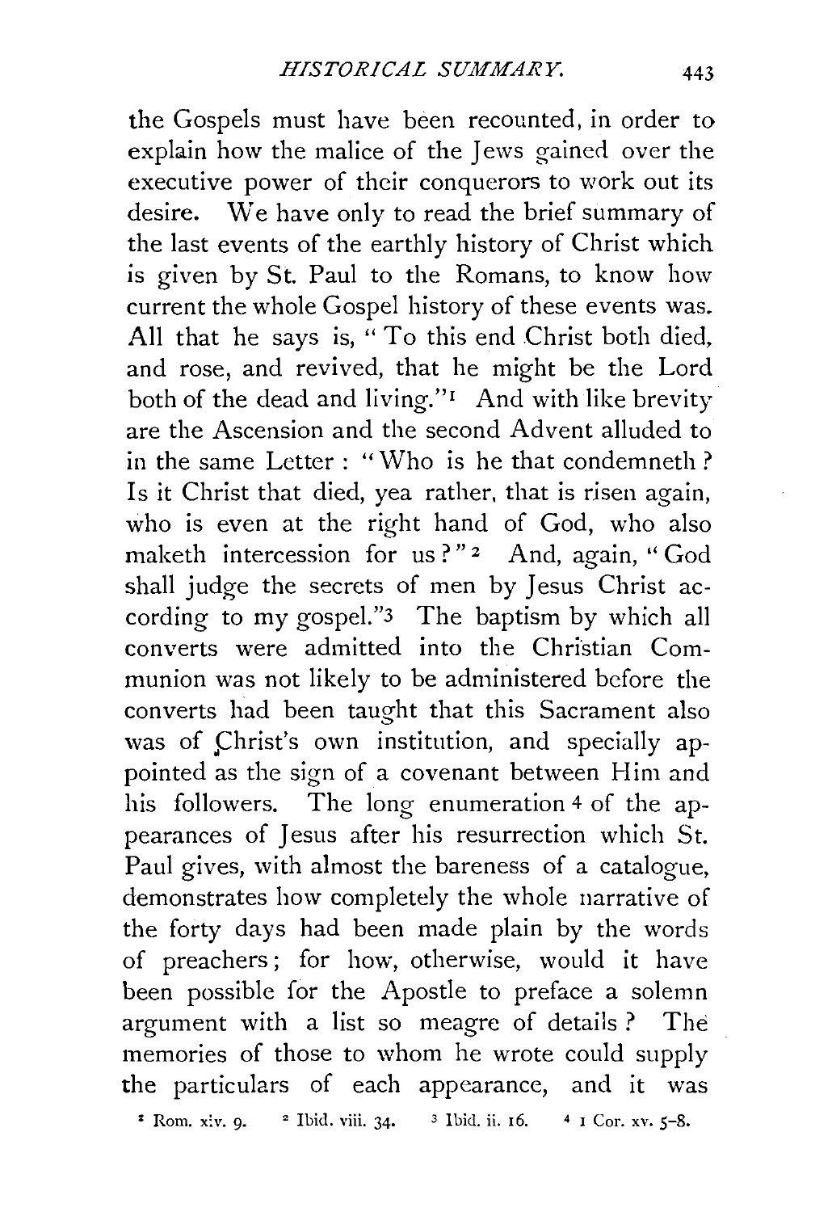the Gospels must have been recounted, in order to explain how the malice of the Jews gained over the executive power of their conquerors to work out its desire. We have only to read the brief summary of the last events of the earthly history of Christ which is given by St. Paul to the Romans, to know how current the whole Gospel history of these events was. All that he says is, "To this end Christ both died, and rose, and revived, that he might be the Lord both of the dead and living."[1] And with like brevity are the Ascension and the second Advent alluded to in the same Letter: "Who is he that condemneth? Is it Christ that died, yea rather, that is risen again, who is even at the right hand of God, who also maketh intercession for us?"[2] And, again, "God shall judge the secrets of men by Jesus Christ according to my gospel."[3] The baptism by which all converts were admitted into the Christian Communion was not likely to be administered before the converts had been taught that this Sacrament also was of Christ's own institution, and specially appointed as the sign of a covenant between Him and his followers. The long enumeration[4] of the appearances of Jesus after his resurrection which St. Paul gives, with almost the bareness of a catalogue, demonstrates how completely the whole narrative of the forty days had been made plain by the words of preachers; for how, otherwise, would it have been possible for the Apostle to preface a solemn argument with a list so meagre of details? The memories of those to whom he wrote could supply the particulars of each appearance, and it was

[1] Rom. xiv. 9. [2] Ibid. viii. 34. [3] Ibid. ii. 16. [4] 1 Cor. xv. 5–8.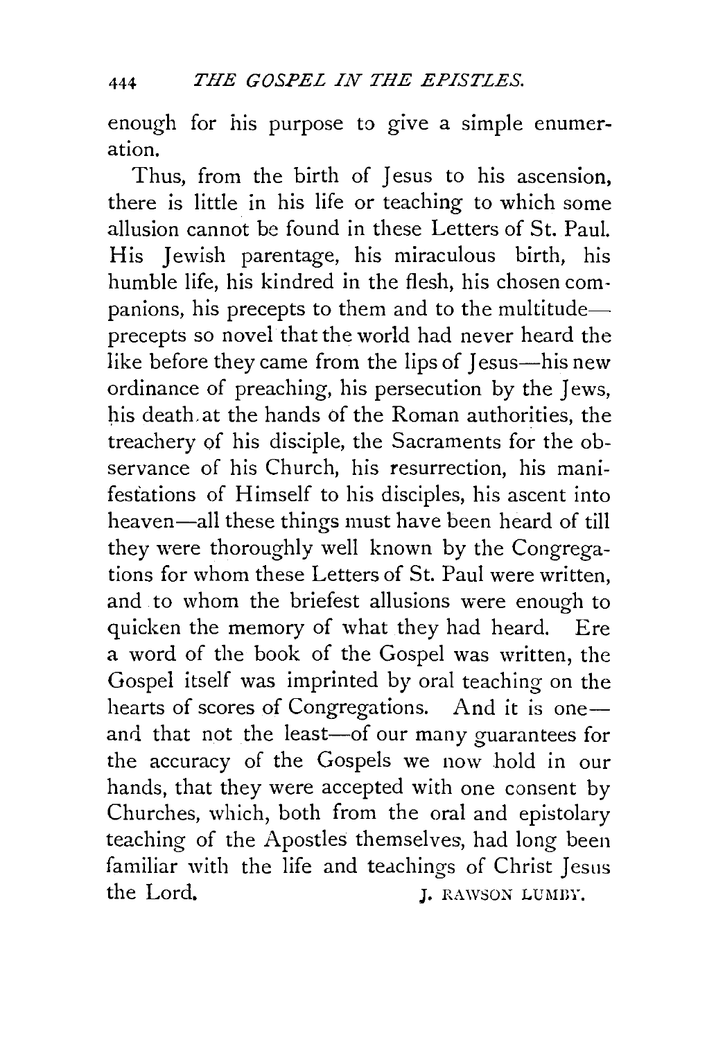enough for his purpose to give a simple enumeration.

Thus, from the birth of Jesus to his ascension, there is little in his life or teaching to which some allusion cannot be found in these Letters of St. Paul. His Jewish parentage, his miraculous birth, his humble life, his kindred in the flesh, his chosen companions, his precepts to them and to the multitude—precepts so novel that the world had never heard the like before they came from the lips of Jesus—his new ordinance of preaching, his persecution by the Jews, his death at the hands of the Roman authorities, the treachery of his disciple, the Sacraments for the observance of his Church, his resurrection, his manifestations of Himself to his disciples, his ascent into heaven—all these things must have been heard of till they were thoroughly well known by the Congregations for whom these Letters of St. Paul were written, and to whom the briefest allusions were enough to quicken the memory of what they had heard. Ere a word of the book of the Gospel was written, the Gospel itself was imprinted by oral teaching on the hearts of scores of Congregations. And it is one—and that not the least—of our many guarantees for the accuracy of the Gospels we now hold in our hands, that they were accepted with one consent by Churches, which, both from the oral and epistolary teaching of the Apostles themselves, had long been familiar with the life and teachings of Christ Jesus the Lord.

J. RAWSON LUMBY.